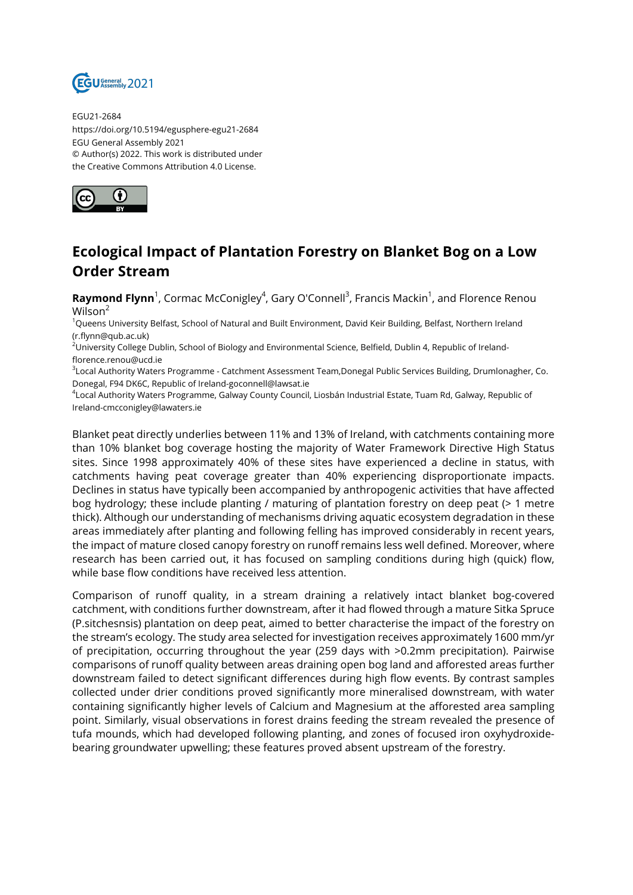EGU21-2684
https://doi.org/10.5194/egusphere-egu21-2684
EGU General Assembly 2021
© Author(s) 2022. This work is distributed under
the Creative Commons Attribution 4.0 License.

# Ecological Impact of Plantation Forestry on Blanket Bog on a Low Order Stream

**Raymond Flynn**[1], Cormac McConigley[4], Gary O'Connell[3], Francis Mackin[1], and Florence Renou Wilson[2]

[1]Queens University Belfast, School of Natural and Built Environment, David Keir Building, Belfast, Northern Ireland (r.flynn@qub.ac.uk)
[2]University College Dublin, School of Biology and Environmental Science, Belfield, Dublin 4, Republic of Ireland-florence.renou@ucd.ie
[3]Local Authority Waters Programme - Catchment Assessment Team,Donegal Public Services Building, Drumlonagher, Co. Donegal, F94 DK6C, Republic of Ireland-goconnell@lawsat.ie
[4]Local Authority Waters Programme, Galway County Council, Liosbán Industrial Estate, Tuam Rd, Galway, Republic of Ireland-cmcconigley@lawaters.ie

Blanket peat directly underlies between 11% and 13% of Ireland, with catchments containing more than 10% blanket bog coverage hosting the majority of Water Framework Directive High Status sites. Since 1998 approximately 40% of these sites have experienced a decline in status, with catchments having peat coverage greater than 40% experiencing disproportionate impacts. Declines in status have typically been accompanied by anthropogenic activities that have affected bog hydrology; these include planting / maturing of plantation forestry on deep peat (> 1 metre thick). Although our understanding of mechanisms driving aquatic ecosystem degradation in these areas immediately after planting and following felling has improved considerably in recent years, the impact of mature closed canopy forestry on runoff remains less well defined. Moreover, where research has been carried out, it has focused on sampling conditions during high (quick) flow, while base flow conditions have received less attention.

Comparison of runoff quality, in a stream draining a relatively intact blanket bog-covered catchment, with conditions further downstream, after it had flowed through a mature Sitka Spruce (P.sitchesnsis) plantation on deep peat, aimed to better characterise the impact of the forestry on the stream's ecology. The study area selected for investigation receives approximately 1600 mm/yr of precipitation, occurring throughout the year (259 days with >0.2mm precipitation). Pairwise comparisons of runoff quality between areas draining open bog land and afforested areas further downstream failed to detect significant differences during high flow events. By contrast samples collected under drier conditions proved significantly more mineralised downstream, with water containing significantly higher levels of Calcium and Magnesium at the afforested area sampling point. Similarly, visual observations in forest drains feeding the stream revealed the presence of tufa mounds, which had developed following planting, and zones of focused iron oxyhydroxide-bearing groundwater upwelling; these features proved absent upstream of the forestry.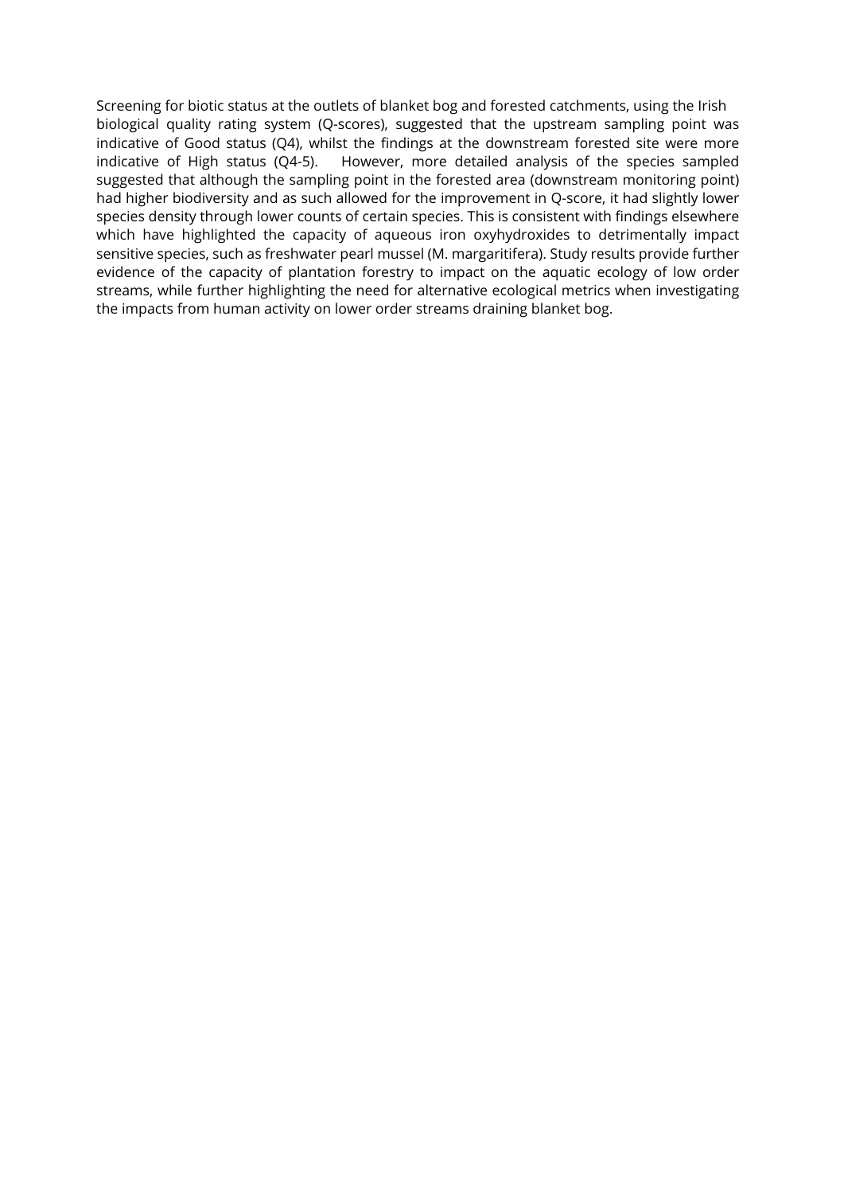Screening for biotic status at the outlets of blanket bog and forested catchments, using the Irish biological quality rating system (Q-scores), suggested that the upstream sampling point was indicative of Good status (Q4), whilst the findings at the downstream forested site were more indicative of High status (Q4-5). However, more detailed analysis of the species sampled suggested that although the sampling point in the forested area (downstream monitoring point) had higher biodiversity and as such allowed for the improvement in Q-score, it had slightly lower species density through lower counts of certain species. This is consistent with findings elsewhere which have highlighted the capacity of aqueous iron oxyhydroxides to detrimentally impact sensitive species, such as freshwater pearl mussel (M. margaritifera). Study results provide further evidence of the capacity of plantation forestry to impact on the aquatic ecology of low order streams, while further highlighting the need for alternative ecological metrics when investigating the impacts from human activity on lower order streams draining blanket bog.